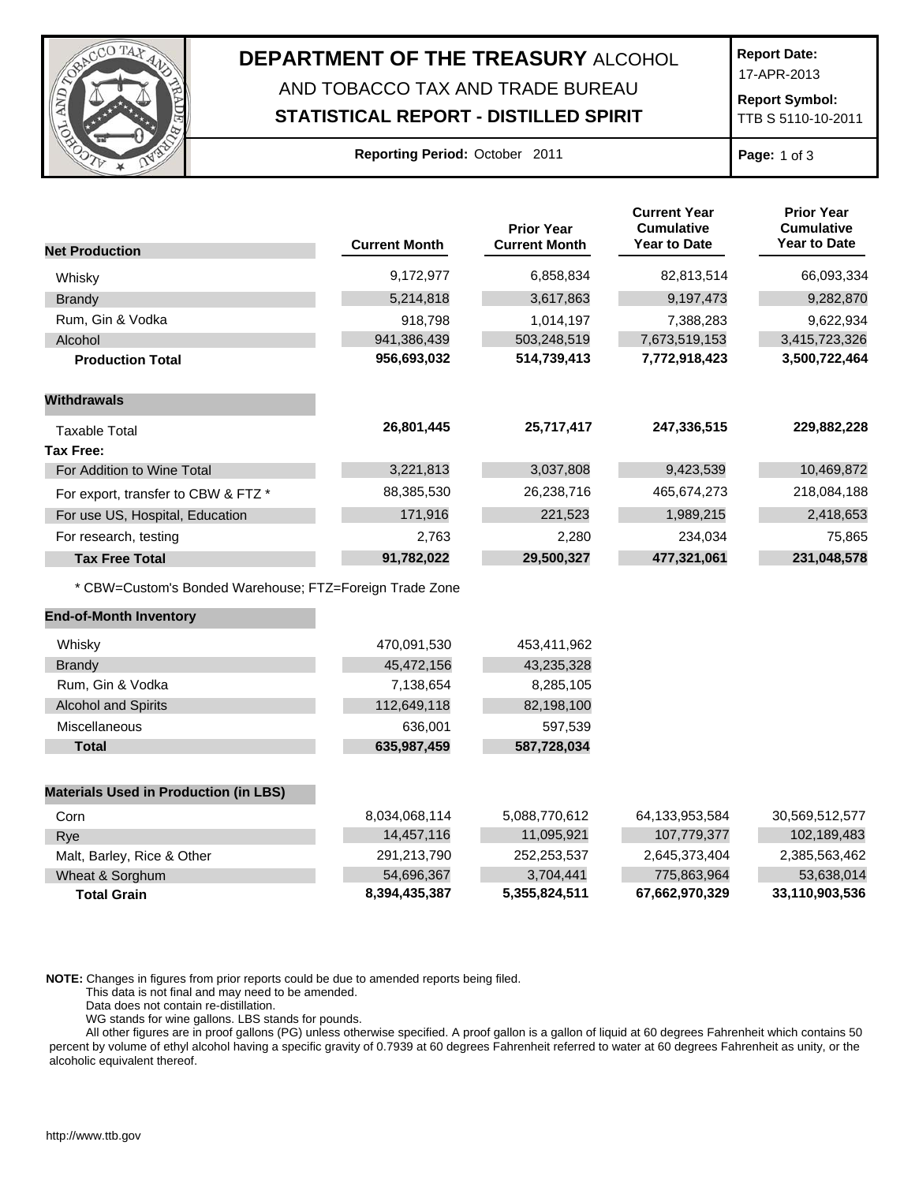# DEPARTMENT OF THE TREASURY ALCOHOL AND TOBACCO TAX AND TRADE BUREAU

## STATISTICAL REPORT - DISTILLED SPIRIT

**Report Date:** 17-APR-2013

**Report Symbol:** TTB S 5110-10-2011

**Reporting Period:** October 2011

| Net Production | Current Month | Prior Year Current Month | Current Year Cumulative Year to Date | Prior Year Cumulative Year to Date |
|---|---|---|---|---|
| Whisky | 9,172,977 | 6,858,834 | 82,813,514 | 66,093,334 |
| Brandy | 5,214,818 | 3,617,863 | 9,197,473 | 9,282,870 |
| Rum, Gin & Vodka | 918,798 | 1,014,197 | 7,388,283 | 9,622,934 |
| Alcohol | 941,386,439 | 503,248,519 | 7,673,519,153 | 3,415,723,326 |
| **Production Total** | **956,693,032** | **514,739,413** | **7,772,918,423** | **3,500,722,464** |
| **Withdrawals** | | | | |
| Taxable Total | **26,801,445** | **25,717,417** | **247,336,515** | **229,882,228** |
| **Tax Free:** | | | | |
| For Addition to Wine Total | 3,221,813 | 3,037,808 | 9,423,539 | 10,469,872 |
| For export, transfer to CBW & FTZ * | 88,385,530 | 26,238,716 | 465,674,273 | 218,084,188 |
| For use US, Hospital, Education | 171,916 | 221,523 | 1,989,215 | 2,418,653 |
| For research, testing | 2,763 | 2,280 | 234,034 | 75,865 |
| **Tax Free Total** | **91,782,022** | **29,500,327** | **477,321,061** | **231,048,578** |

* CBW=Custom's Bonded Warehouse; FTZ=Foreign Trade Zone

| End-of-Month Inventory | Current Month | Prior Year Current Month |
|---|---|---|
| Whisky | 470,091,530 | 453,411,962 |
| Brandy | 45,472,156 | 43,235,328 |
| Rum, Gin & Vodka | 7,138,654 | 8,285,105 |
| Alcohol and Spirits | 112,649,118 | 82,198,100 |
| Miscellaneous | 636,001 | 597,539 |
| **Total** | **635,987,459** | **587,728,034** |

| Materials Used in Production (in LBS) | Current Month | Prior Year Current Month | Current Year Cumulative Year to Date | Prior Year Cumulative Year to Date |
|---|---|---|---|---|
| Corn | 8,034,068,114 | 5,088,770,612 | 64,133,953,584 | 30,569,512,577 |
| Rye | 14,457,116 | 11,095,921 | 107,779,377 | 102,189,483 |
| Malt, Barley, Rice & Other | 291,213,790 | 252,253,537 | 2,645,373,404 | 2,385,563,462 |
| Wheat & Sorghum | 54,696,367 | 3,704,441 | 775,863,964 | 53,638,014 |
| **Total Grain** | **8,394,435,387** | **5,355,824,511** | **67,662,970,329** | **33,110,903,536** |

**NOTE:** Changes in figures from prior reports could be due to amended reports being filed.
This data is not final and may need to be amended.
Data does not contain re-distillation.
WG stands for wine gallons. LBS stands for pounds.
All other figures are in proof gallons (PG) unless otherwise specified. A proof gallon is a gallon of liquid at 60 degrees Fahrenheit which contains 50 percent by volume of ethyl alcohol having a specific gravity of 0.7939 at 60 degrees Fahrenheit referred to water at 60 degrees Fahrenheit as unity, or the alcoholic equivalent thereof.

http://www.ttb.gov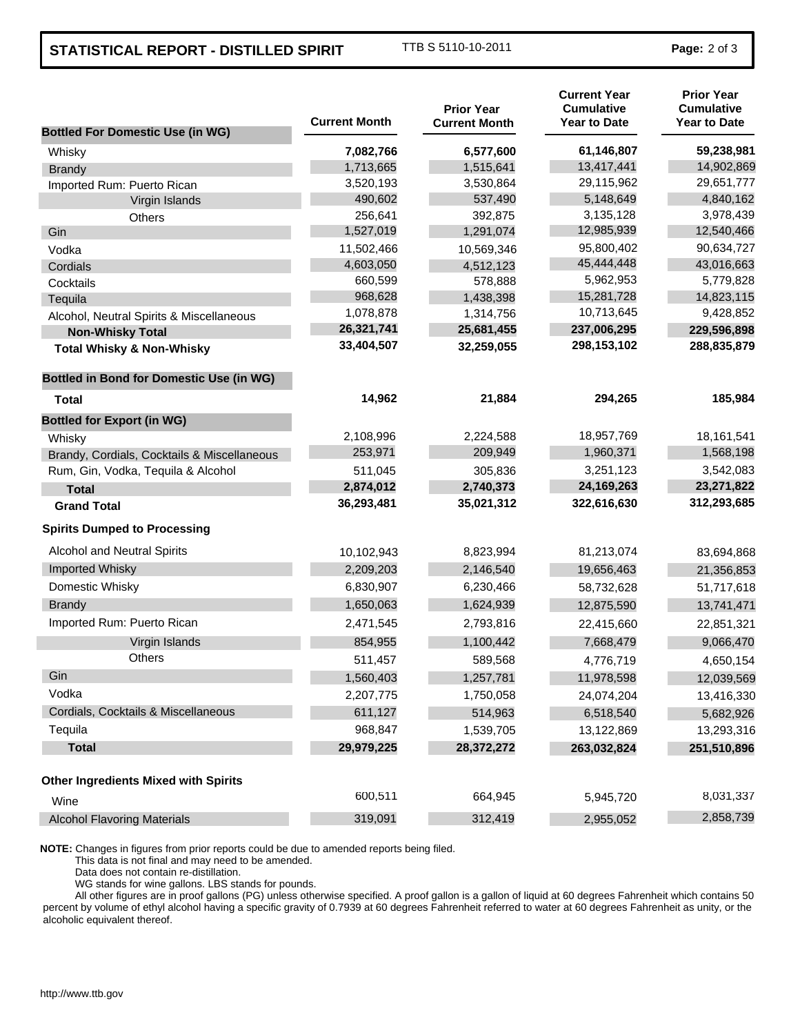## STATISTICAL REPORT - DISTILLED SPIRIT

TTB S 5110-10-2011

| Bottled For Domestic Use (in WG) | Current Month | Prior Year Current Month | Current Year Cumulative Year to Date | Prior Year Cumulative Year to Date |
|---|---|---|---|---|
| Whisky | **7,082,766** | **6,577,600** | **61,146,807** | **59,238,981** |
| Brandy | 1,713,665 | 1,515,641 | 13,417,441 | 14,902,869 |
| Imported Rum: Puerto Rican | 3,520,193 | 3,530,864 | 29,115,962 | 29,651,777 |
| Virgin Islands | 490,602 | 537,490 | 5,148,649 | 4,840,162 |
| Others | 256,641 | 392,875 | 3,135,128 | 3,978,439 |
| Gin | 1,527,019 | 1,291,074 | 12,985,939 | 12,540,466 |
| Vodka | 11,502,466 | 10,569,346 | 95,800,402 | 90,634,727 |
| Cordials | 4,603,050 | 4,512,123 | 45,444,448 | 43,016,663 |
| Cocktails | 660,599 | 578,888 | 5,962,953 | 5,779,828 |
| Tequila | 968,628 | 1,438,398 | 15,281,728 | 14,823,115 |
| Alcohol, Neutral Spirits & Miscellaneous | 1,078,878 | 1,314,756 | 10,713,645 | 9,428,852 |
| **Non-Whisky Total** | **26,321,741** | **25,681,455** | **237,006,295** | **229,596,898** |
| **Total Whisky & Non-Whisky** | **33,404,507** | **32,259,055** | **298,153,102** | **288,835,879** |
| **Bottled in Bond for Domestic Use (in WG)** | | | | |
| **Total** | **14,962** | **21,884** | **294,265** | **185,984** |
| **Bottled for Export (in WG)** | | | | |
| Whisky | 2,108,996 | 2,224,588 | 18,957,769 | 18,161,541 |
| Brandy, Cordials, Cocktails & Miscellaneous | 253,971 | 209,949 | 1,960,371 | 1,568,198 |
| Rum, Gin, Vodka, Tequila & Alcohol | 511,045 | 305,836 | 3,251,123 | 3,542,083 |
| **Total** | **2,874,012** | **2,740,373** | **24,169,263** | **23,271,822** |
| **Grand Total** | **36,293,481** | **35,021,312** | **322,616,630** | **312,293,685** |
| **Spirits Dumped to Processing** | | | | |
| Alcohol and Neutral Spirits | 10,102,943 | 8,823,994 | 81,213,074 | 83,694,868 |
| Imported Whisky | 2,209,203 | 2,146,540 | 19,656,463 | 21,356,853 |
| Domestic Whisky | 6,830,907 | 6,230,466 | 58,732,628 | 51,717,618 |
| Brandy | 1,650,063 | 1,624,939 | 12,875,590 | 13,741,471 |
| Imported Rum: Puerto Rican | 2,471,545 | 2,793,816 | 22,415,660 | 22,851,321 |
| Virgin Islands | 854,955 | 1,100,442 | 7,668,479 | 9,066,470 |
| Others | 511,457 | 589,568 | 4,776,719 | 4,650,154 |
| Gin | 1,560,403 | 1,257,781 | 11,978,598 | 12,039,569 |
| Vodka | 2,207,775 | 1,750,058 | 24,074,204 | 13,416,330 |
| Cordials, Cocktails & Miscellaneous | 611,127 | 514,963 | 6,518,540 | 5,682,926 |
| Tequila | 968,847 | 1,539,705 | 13,122,869 | 13,293,316 |
| **Total** | **29,979,225** | **28,372,272** | **263,032,824** | **251,510,896** |
| **Other Ingredients Mixed with Spirits** | | | | |
| Wine | 600,511 | 664,945 | 5,945,720 | 8,031,337 |
| Alcohol Flavoring Materials | 319,091 | 312,419 | 2,955,052 | 2,858,739 |

**NOTE:** Changes in figures from prior reports could be due to amended reports being filed.
This data is not final and may need to be amended.
Data does not contain re-distillation.
WG stands for wine gallons. LBS stands for pounds.
All other figures are in proof gallons (PG) unless otherwise specified. A proof gallon is a gallon of liquid at 60 degrees Fahrenheit which contains 50 percent by volume of ethyl alcohol having a specific gravity of 0.7939 at 60 degrees Fahrenheit referred to water at 60 degrees Fahrenheit as unity, or the alcoholic equivalent thereof.

http://www.ttb.gov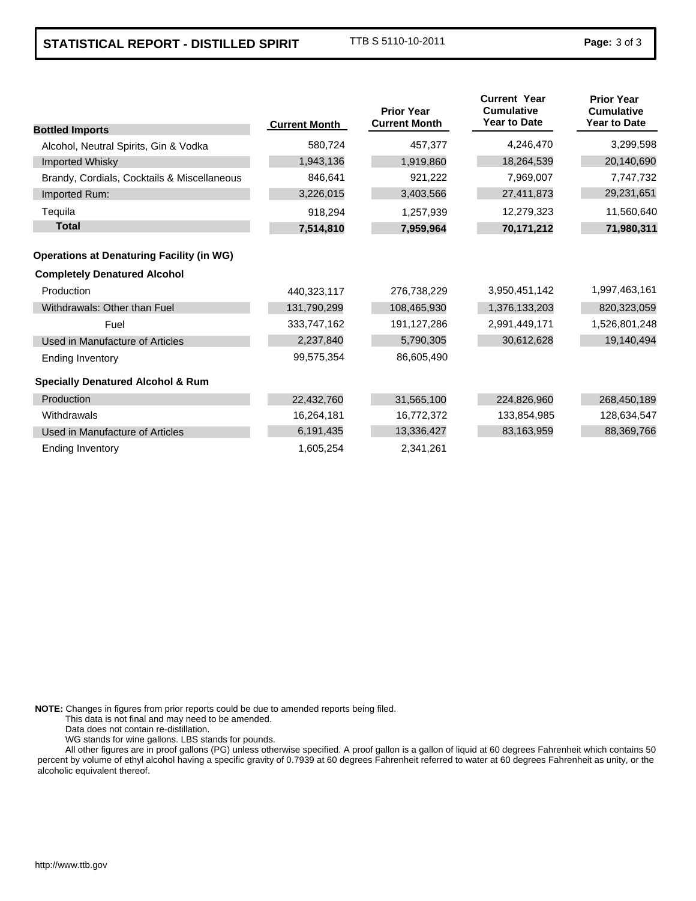## STATISTICAL REPORT - DISTILLED SPIRIT

TTB S 5110-10-2011

| Bottled Imports | Current Month | Prior Year Current Month | Current Year Cumulative Year to Date | Prior Year Cumulative Year to Date |
|---|---|---|---|---|
| Alcohol, Neutral Spirits, Gin & Vodka | 580,724 | 457,377 | 4,246,470 | 3,299,598 |
| Imported Whisky | 1,943,136 | 1,919,860 | 18,264,539 | 20,140,690 |
| Brandy, Cordials, Cocktails & Miscellaneous | 846,641 | 921,222 | 7,969,007 | 7,747,732 |
| Imported Rum: | 3,226,015 | 3,403,566 | 27,411,873 | 29,231,651 |
| Tequila | 918,294 | 1,257,939 | 12,279,323 | 11,560,640 |
| **Total** | **7,514,810** | **7,959,964** | **70,171,212** | **71,980,311** |
| **Operations at Denaturing Facility (in WG)** | | | | |
| **Completely Denatured Alcohol** | | | | |
| Production | 440,323,117 | 276,738,229 | 3,950,451,142 | 1,997,463,161 |
| Withdrawals: Other than Fuel | 131,790,299 | 108,465,930 | 1,376,133,203 | 820,323,059 |
| Fuel | 333,747,162 | 191,127,286 | 2,991,449,171 | 1,526,801,248 |
| Used in Manufacture of Articles | 2,237,840 | 5,790,305 | 30,612,628 | 19,140,494 |
| Ending Inventory | 99,575,354 | 86,605,490 | | |
| **Specially Denatured Alcohol & Rum** | | | | |
| Production | 22,432,760 | 31,565,100 | 224,826,960 | 268,450,189 |
| Withdrawals | 16,264,181 | 16,772,372 | 133,854,985 | 128,634,547 |
| Used in Manufacture of Articles | 6,191,435 | 13,336,427 | 83,163,959 | 88,369,766 |
| Ending Inventory | 1,605,254 | 2,341,261 | | |

**NOTE:** Changes in figures from prior reports could be due to amended reports being filed.
This data is not final and may need to be amended.
Data does not contain re-distillation.
WG stands for wine gallons. LBS stands for pounds.
All other figures are in proof gallons (PG) unless otherwise specified. A proof gallon is a gallon of liquid at 60 degrees Fahrenheit which contains 50 percent by volume of ethyl alcohol having a specific gravity of 0.7939 at 60 degrees Fahrenheit referred to water at 60 degrees Fahrenheit as unity, or the alcoholic equivalent thereof.

http://www.ttb.gov